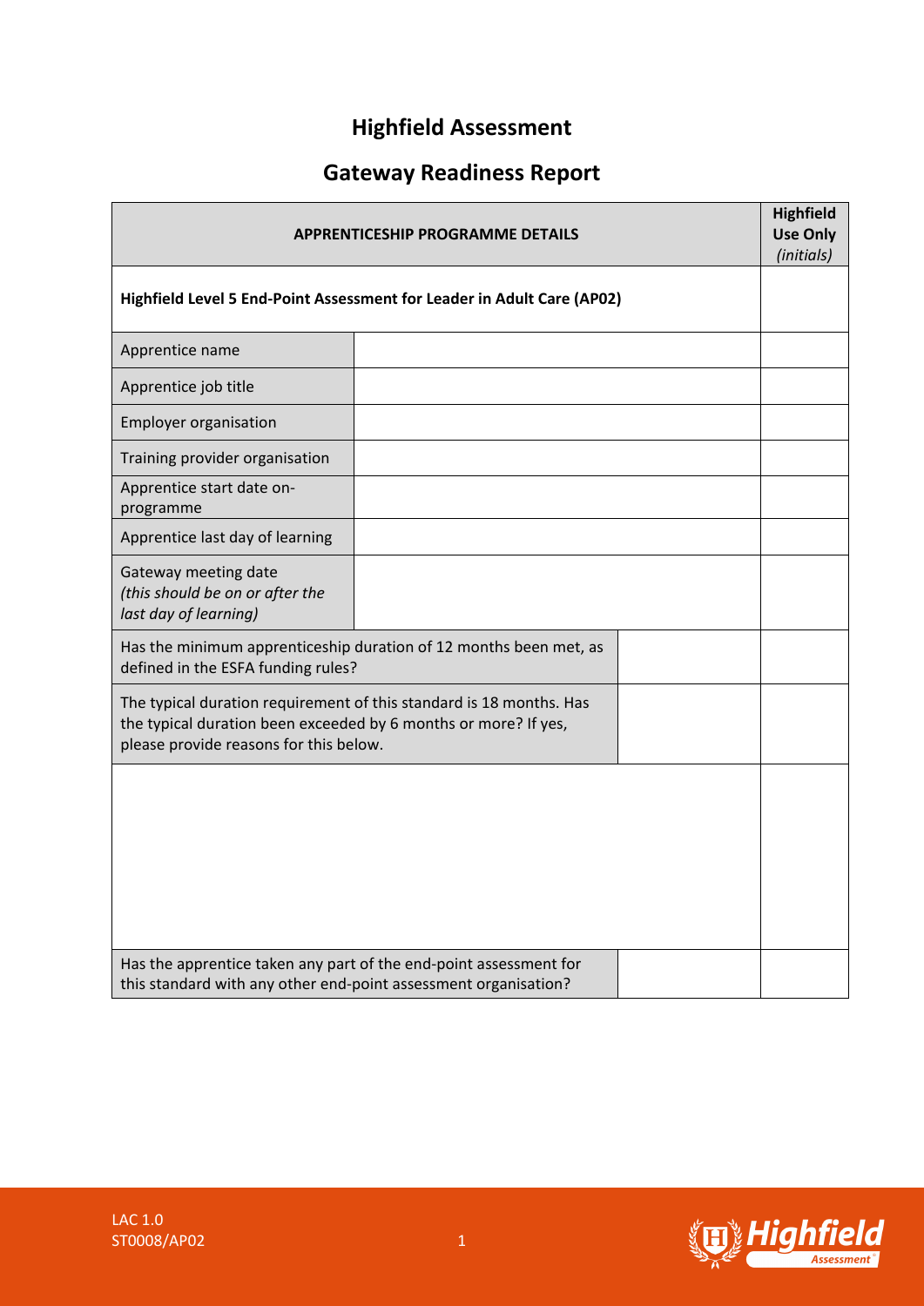# Highfield Assessment

## Gateway Readiness Report

| APPRENTICESHIP PROGRAMME DETAILS | | | Highfield Use Only *(initials)* |
|---|---|---|---|
| **Highfield Level 5 End-Point Assessment for Leader in Adult Care (AP02)** | | | |
| Apprentice name | | | |
| Apprentice job title | | | |
| Employer organisation | | | |
| Training provider organisation | | | |
| Apprentice start date on-programme | | | |
| Apprentice last day of learning | | | |
| Gateway meeting date *(this should be on or after the last day of learning)* | | | |
| Has the minimum apprenticeship duration of 12 months been met, as defined in the ESFA funding rules? | | | |
| The typical duration requirement of this standard is 18 months. Has the typical duration been exceeded by 6 months or more? If yes, please provide reasons for this below. | | | |
| | | | |
| Has the apprentice taken any part of the end-point assessment for this standard with any other end-point assessment organisation? | | | |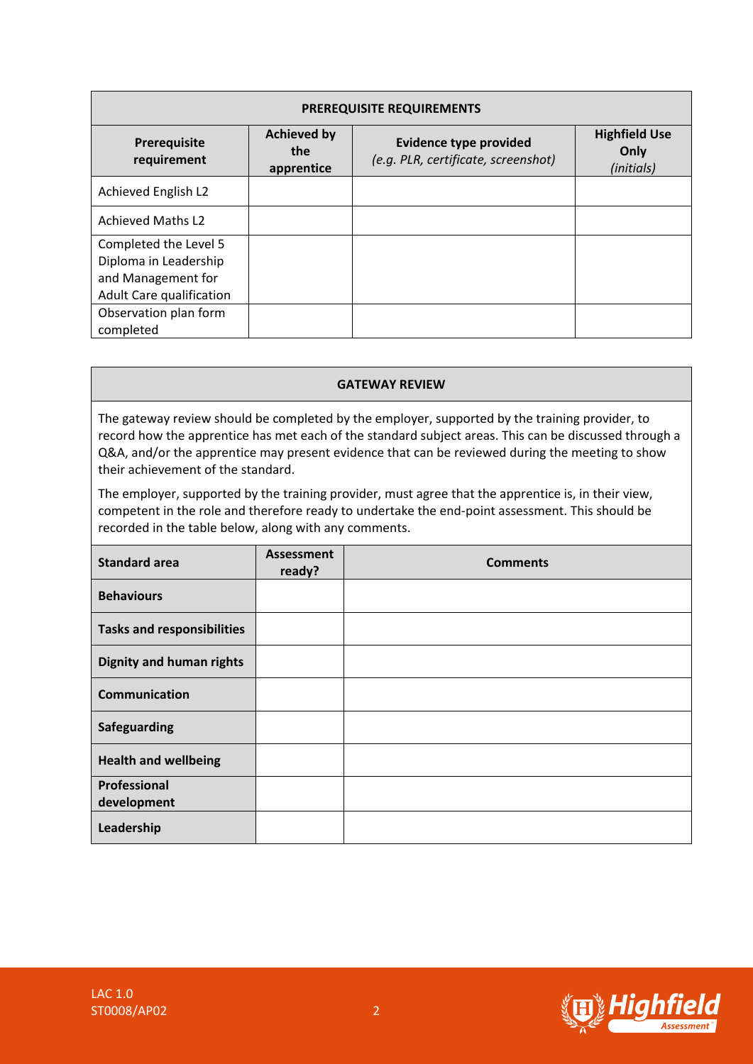| PREREQUISITE REQUIREMENTS | | | |
|---|---|---|---|
| **Prerequisite requirement** | **Achieved by the apprentice** | **Evidence type provided** *(e.g. PLR, certificate, screenshot)* | **Highfield Use Only** *(initials)* |
| Achieved English L2 | | | |
| Achieved Maths L2 | | | |
| Completed the Level 5 Diploma in Leadership and Management for Adult Care qualification | | | |
| Observation plan form completed | | | |

**GATEWAY REVIEW**

The gateway review should be completed by the employer, supported by the training provider, to record how the apprentice has met each of the standard subject areas. This can be discussed through a Q&A, and/or the apprentice may present evidence that can be reviewed during the meeting to show their achievement of the standard.

The employer, supported by the training provider, must agree that the apprentice is, in their view, competent in the role and therefore ready to undertake the end-point assessment. This should be recorded in the table below, along with any comments.

| Standard area | Assessment ready? | Comments |
|---|---|---|
| **Behaviours** | | |
| **Tasks and responsibilities** | | |
| **Dignity and human rights** | | |
| **Communication** | | |
| **Safeguarding** | | |
| **Health and wellbeing** | | |
| **Professional development** | | |
| **Leadership** | | |

LAC 1.0
ST0008/AP02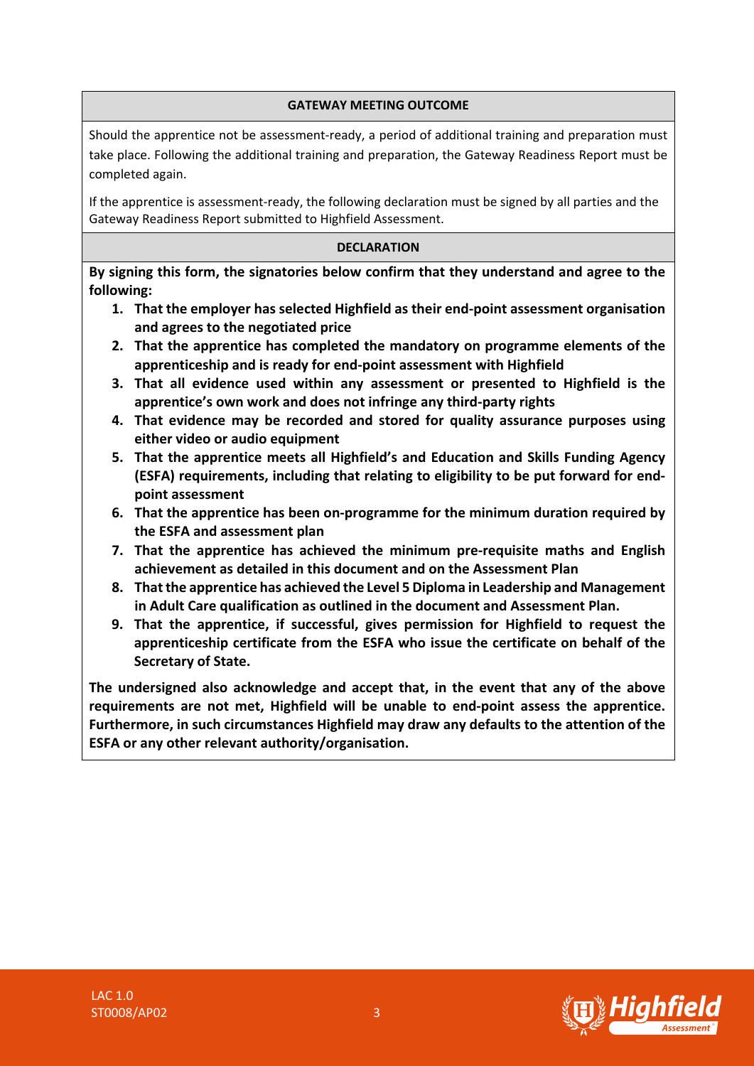## GATEWAY MEETING OUTCOME

Should the apprentice not be assessment-ready, a period of additional training and preparation must take place. Following the additional training and preparation, the Gateway Readiness Report must be completed again.

If the apprentice is assessment-ready, the following declaration must be signed by all parties and the Gateway Readiness Report submitted to Highfield Assessment.

## DECLARATION

**By signing this form, the signatories below confirm that they understand and agree to the following:**

1. **That the employer has selected Highfield as their end-point assessment organisation and agrees to the negotiated price**
2. **That the apprentice has completed the mandatory on programme elements of the apprenticeship and is ready for end-point assessment with Highfield**
3. **That all evidence used within any assessment or presented to Highfield is the apprentice's own work and does not infringe any third-party rights**
4. **That evidence may be recorded and stored for quality assurance purposes using either video or audio equipment**
5. **That the apprentice meets all Highfield's and Education and Skills Funding Agency (ESFA) requirements, including that relating to eligibility to be put forward for end-point assessment**
6. **That the apprentice has been on-programme for the minimum duration required by the ESFA and assessment plan**
7. **That the apprentice has achieved the minimum pre-requisite maths and English achievement as detailed in this document and on the Assessment Plan**
8. **That the apprentice has achieved the Level 5 Diploma in Leadership and Management in Adult Care qualification as outlined in the document and Assessment Plan.**
9. **That the apprentice, if successful, gives permission for Highfield to request the apprenticeship certificate from the ESFA who issue the certificate on behalf of the Secretary of State.**

**The undersigned also acknowledge and accept that, in the event that any of the above requirements are not met, Highfield will be unable to end-point assess the apprentice. Furthermore, in such circumstances Highfield may draw any defaults to the attention of the ESFA or any other relevant authority/organisation.**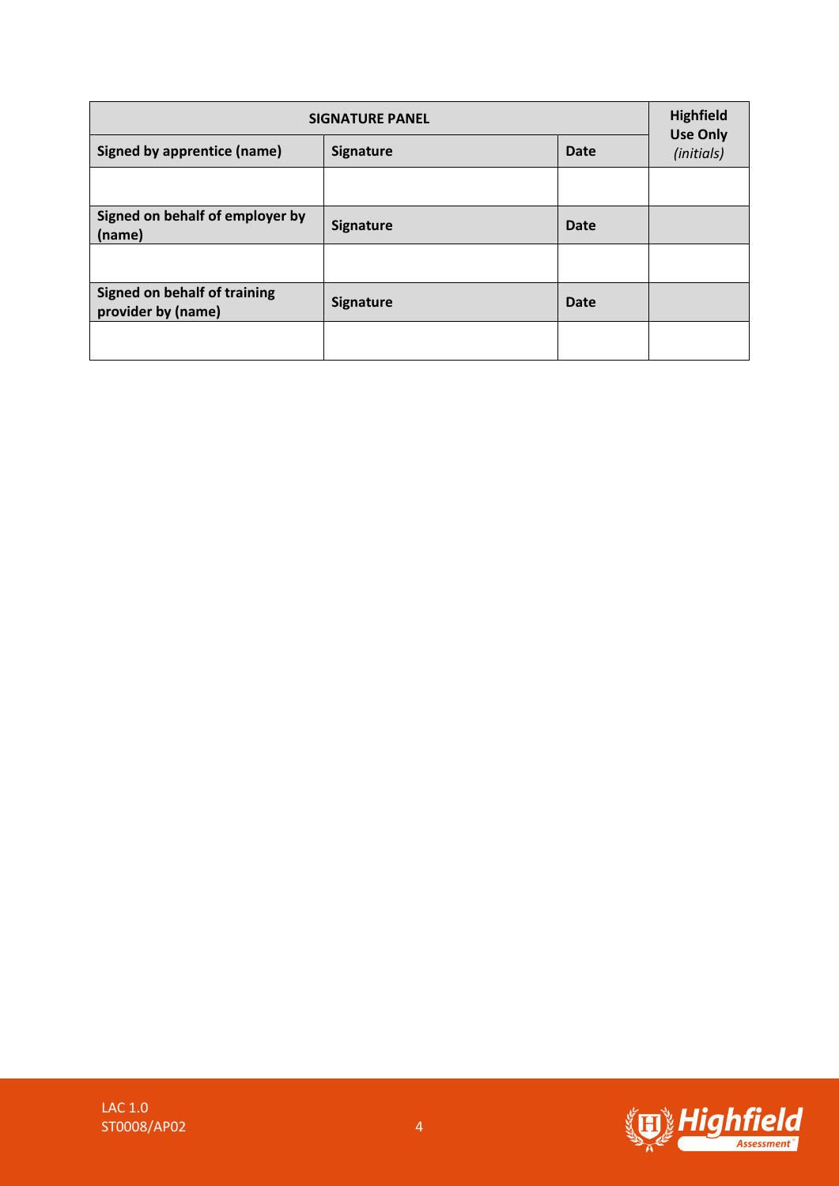| SIGNATURE PANEL | | | Highfield Use Only *(initials)* |
|---|---|---|---|
| **Signed by apprentice (name)** | **Signature** | **Date** | |
| | | | |
| **Signed on behalf of employer by (name)** | **Signature** | **Date** | |
| | | | |
| **Signed on behalf of training provider by (name)** | **Signature** | **Date** | |
| | | | |

LAC 1.0
ST0008/AP02